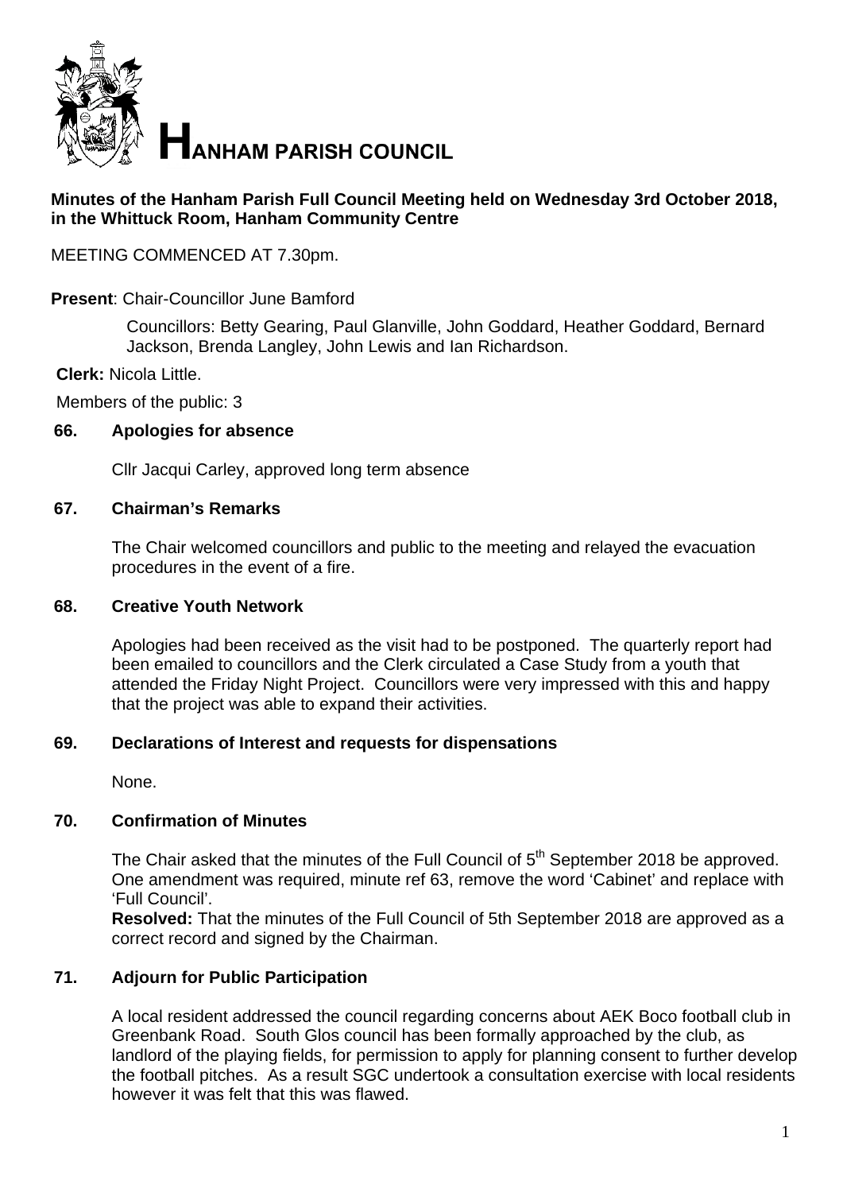# HANHAM PARISH COUNCIL

**Minutes of the Hanham Parish Full Council Meeting held on Wednesday 3rd October 2018, in the Whittuck Room, Hanham Community Centre**

MEETING COMMENCED AT 7.30pm.

**Present**: Chair-Councillor June Bamford

Councillors: Betty Gearing, Paul Glanville, John Goddard, Heather Goddard, Bernard Jackson, Brenda Langley, John Lewis and Ian Richardson.

**Clerk:** Nicola Little.

Members of the public: 3

## 66. Apologies for absence

Cllr Jacqui Carley, approved long term absence

## 67. Chairman's Remarks

The Chair welcomed councillors and public to the meeting and relayed the evacuation procedures in the event of a fire.

## 68. Creative Youth Network

Apologies had been received as the visit had to be postponed. The quarterly report had been emailed to councillors and the Clerk circulated a Case Study from a youth that attended the Friday Night Project. Councillors were very impressed with this and happy that the project was able to expand their activities.

## 69. Declarations of Interest and requests for dispensations

None.

## 70. Confirmation of Minutes

The Chair asked that the minutes of the Full Council of 5th September 2018 be approved. One amendment was required, minute ref 63, remove the word 'Cabinet' and replace with 'Full Council'.

**Resolved:** That the minutes of the Full Council of 5th September 2018 are approved as a correct record and signed by the Chairman.

## 71. Adjourn for Public Participation

A local resident addressed the council regarding concerns about AEK Boco football club in Greenbank Road. South Glos council has been formally approached by the club, as landlord of the playing fields, for permission to apply for planning consent to further develop the football pitches. As a result SGC undertook a consultation exercise with local residents however it was felt that this was flawed.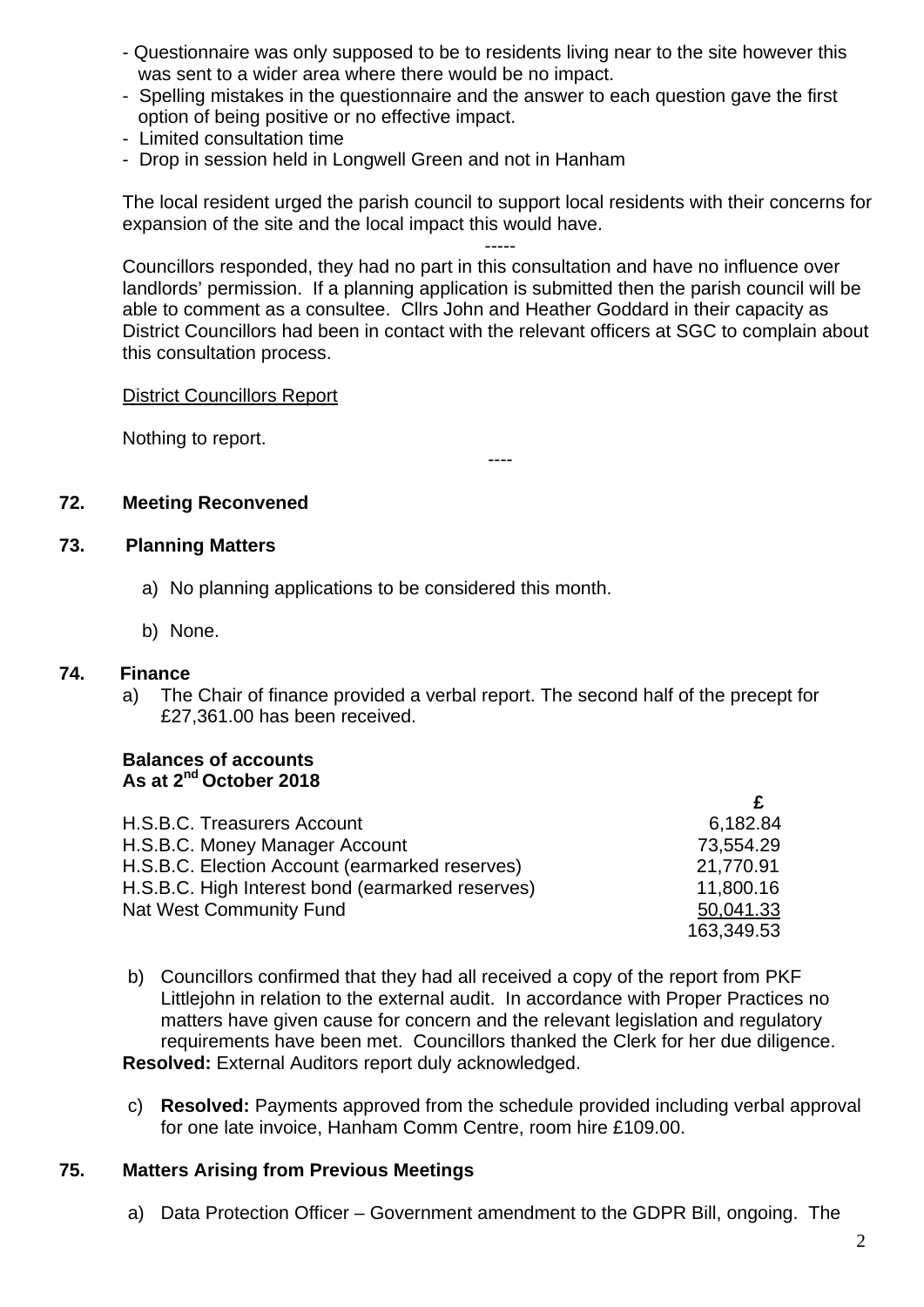- Questionnaire was only supposed to be to residents living near to the site however this was sent to a wider area where there would be no impact.
- Spelling mistakes in the questionnaire and the answer to each question gave the first option of being positive or no effective impact.
- Limited consultation time
- Drop in session held in Longwell Green and not in Hanham

The local resident urged the parish council to support local residents with their concerns for expansion of the site and the local impact this would have.

-----

Councillors responded, they had no part in this consultation and have no influence over landlords' permission. If a planning application is submitted then the parish council will be able to comment as a consultee. Cllrs John and Heather Goddard in their capacity as District Councillors had been in contact with the relevant officers at SGC to complain about this consultation process.

District Councillors Report

Nothing to report.

----

**72. Meeting Reconvened**

**73. Planning Matters**

a) No planning applications to be considered this month.

b) None.

**74. Finance**

a) The Chair of finance provided a verbal report. The second half of the precept for £27,361.00 has been received.

**Balances of accounts**
**As at 2nd October 2018**

| | £ |
|---|---|
| H.S.B.C. Treasurers Account | 6,182.84 |
| H.S.B.C. Money Manager Account | 73,554.29 |
| H.S.B.C. Election Account (earmarked reserves) | 21,770.91 |
| H.S.B.C. High Interest bond (earmarked reserves) | 11,800.16 |
| Nat West Community Fund | 50,041.33 |
| | 163,349.53 |

b) Councillors confirmed that they had all received a copy of the report from PKF Littlejohn in relation to the external audit. In accordance with Proper Practices no matters have given cause for concern and the relevant legislation and regulatory requirements have been met. Councillors thanked the Clerk for her due diligence.
**Resolved:** External Auditors report duly acknowledged.

c) **Resolved:** Payments approved from the schedule provided including verbal approval for one late invoice, Hanham Comm Centre, room hire £109.00.

**75. Matters Arising from Previous Meetings**

a) Data Protection Officer – Government amendment to the GDPR Bill, ongoing. The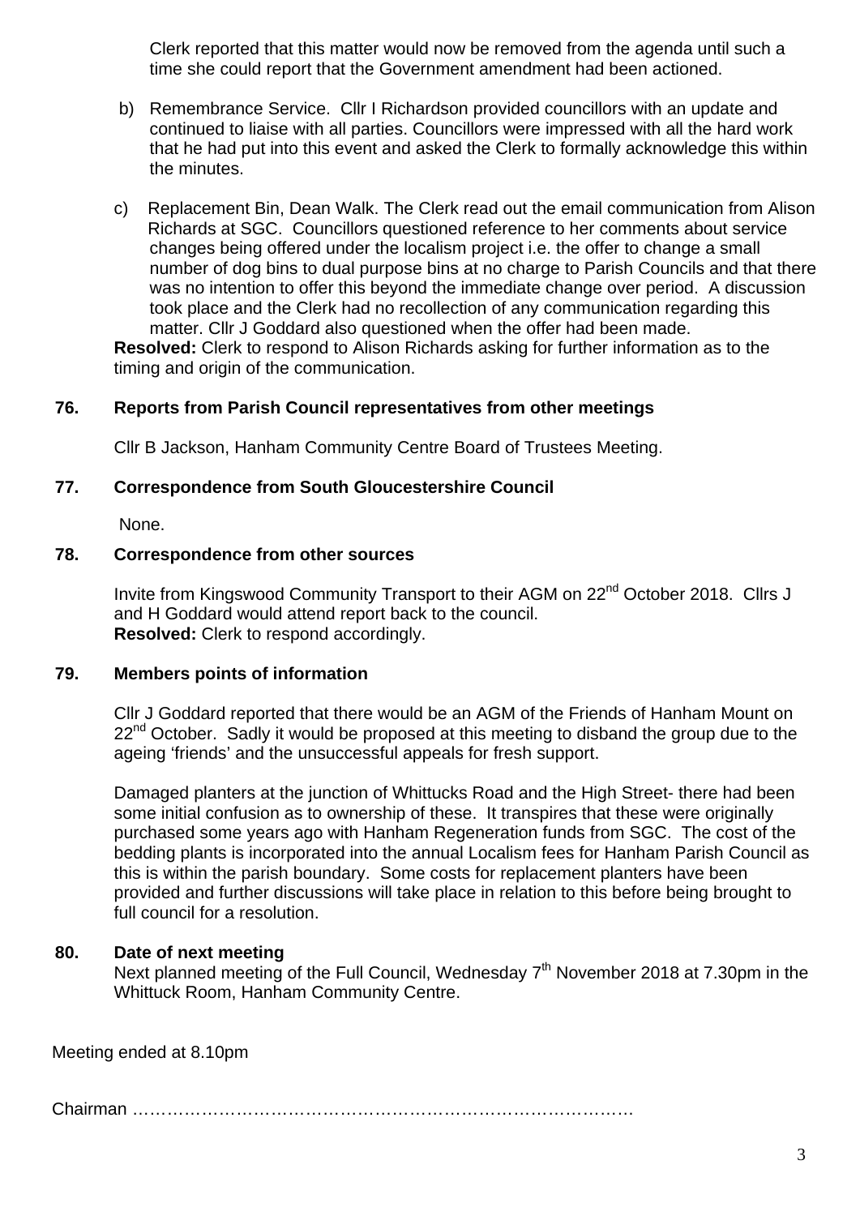Clerk reported that this matter would now be removed from the agenda until such a time she could report that the Government amendment had been actioned.

b) Remembrance Service. Cllr I Richardson provided councillors with an update and continued to liaise with all parties. Councillors were impressed with all the hard work that he had put into this event and asked the Clerk to formally acknowledge this within the minutes.

c) Replacement Bin, Dean Walk. The Clerk read out the email communication from Alison Richards at SGC. Councillors questioned reference to her comments about service changes being offered under the localism project i.e. the offer to change a small number of dog bins to dual purpose bins at no charge to Parish Councils and that there was no intention to offer this beyond the immediate change over period. A discussion took place and the Clerk had no recollection of any communication regarding this matter. Cllr J Goddard also questioned when the offer had been made.

**Resolved:** Clerk to respond to Alison Richards asking for further information as to the timing and origin of the communication.

**76. Reports from Parish Council representatives from other meetings**

Cllr B Jackson, Hanham Community Centre Board of Trustees Meeting.

**77. Correspondence from South Gloucestershire Council**

None.

**78. Correspondence from other sources**

Invite from Kingswood Community Transport to their AGM on 22nd October 2018. Cllrs J and H Goddard would attend report back to the council.
**Resolved:** Clerk to respond accordingly.

**79. Members points of information**

Cllr J Goddard reported that there would be an AGM of the Friends of Hanham Mount on 22nd October. Sadly it would be proposed at this meeting to disband the group due to the ageing 'friends' and the unsuccessful appeals for fresh support.

Damaged planters at the junction of Whittucks Road and the High Street- there had been some initial confusion as to ownership of these. It transpires that these were originally purchased some years ago with Hanham Regeneration funds from SGC. The cost of the bedding plants is incorporated into the annual Localism fees for Hanham Parish Council as this is within the parish boundary. Some costs for replacement planters have been provided and further discussions will take place in relation to this before being brought to full council for a resolution.

**80. Date of next meeting**
Next planned meeting of the Full Council, Wednesday 7th November 2018 at 7.30pm in the Whittuck Room, Hanham Community Centre.

Meeting ended at 8.10pm

Chairman ………………………………………………………………………………